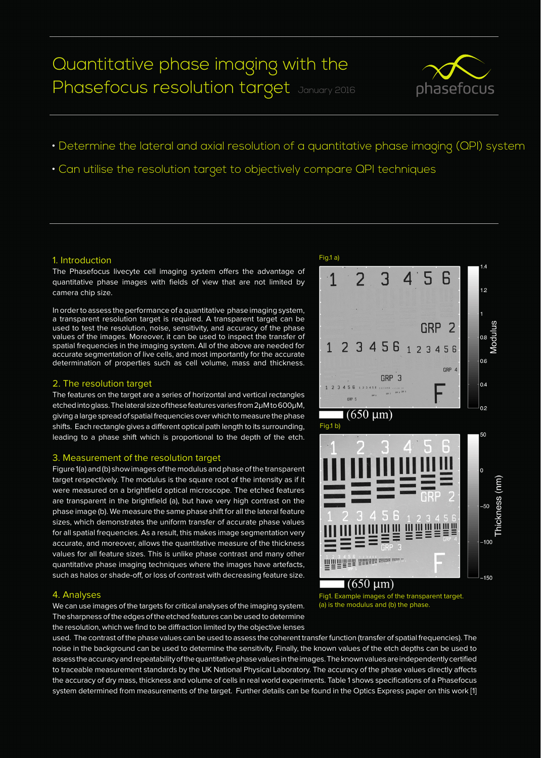# Quantitative phase imaging with the Phasefocus resolution target

January 2016

- Determine the lateral and axial resolution of a quantitative phase imaging (QPI) system
- Can utilise the resolution target to objectively compare QPI techniques

## 1. Introduction

The Phasefocus livecyte cell imaging system offers the advantage of quantitative phase images with fields of view that are not limited by camera chip size.

In order to assess the performance of a quantitative phase imaging system, a transparent resolution target is required. A transparent target can be used to test the resolution, noise, sensitivity, and accuracy of the phase values of the images. Moreover, it can be used to inspect the transfer of spatial frequencies in the imaging system. All of the above are needed for accurate segmentation of live cells, and most importantly for the accurate determination of properties such as cell volume, mass and thickness.

## 2. The resolution target

The features on the target are a series of horizontal and vertical rectangles etched into glass. The lateral size of these features varies from 2μM to 600μM, giving a large spread of spatial frequencies over which to measure the phase shifts. Each rectangle gives a different optical path length to its surrounding, leading to a phase shift which is proportional to the depth of the etch.

## 3. Measurement of the resolution target

Figure 1(a) and (b) show images of the modulus and phase of the transparent target respectively. The modulus is the square root of the intensity as if it were measured on a brightfield optical microscope. The etched features are transparent in the brightfield (a), but have very high contrast on the phase image (b). We measure the same phase shift for all the lateral feature sizes, which demonstrates the uniform transfer of accurate phase values for all spatial frequencies. As a result, this makes image segmentation very accurate, and moreover, allows the quantitative measure of the thickness values for all feature sizes. This is unlike phase contrast and many other quantitative phase imaging techniques where the images have artefacts, such as halos or shade-off, or loss of contrast with decreasing feature size.

Fig.1 a)

(650 μm)

Fig.1 b)

(650 μm)

Fig1. Example images of the transparent target. (a) is the modulus and (b) the phase.

## 4. Analyses

We can use images of the targets for critical analyses of the imaging system. The sharpness of the edges of the etched features can be used to determine the resolution, which we find to be diffraction limited by the objective lenses used. The contrast of the phase values can be used to assess the coherent transfer function (transfer of spatial frequencies). The noise in the background can be used to determine the sensitivity. Finally, the known values of the etch depths can be used to assess the accuracy and repeatability of the quantitative phase values in the images. The known values are independently certified to traceable measurement standards by the UK National Physical Laboratory. The accuracy of the phase values directly affects the accuracy of dry mass, thickness and volume of cells in real world experiments. Table 1 shows specifications of a Phasefocus system determined from measurements of the target. Further details can be found in the Optics Express paper on this work [1]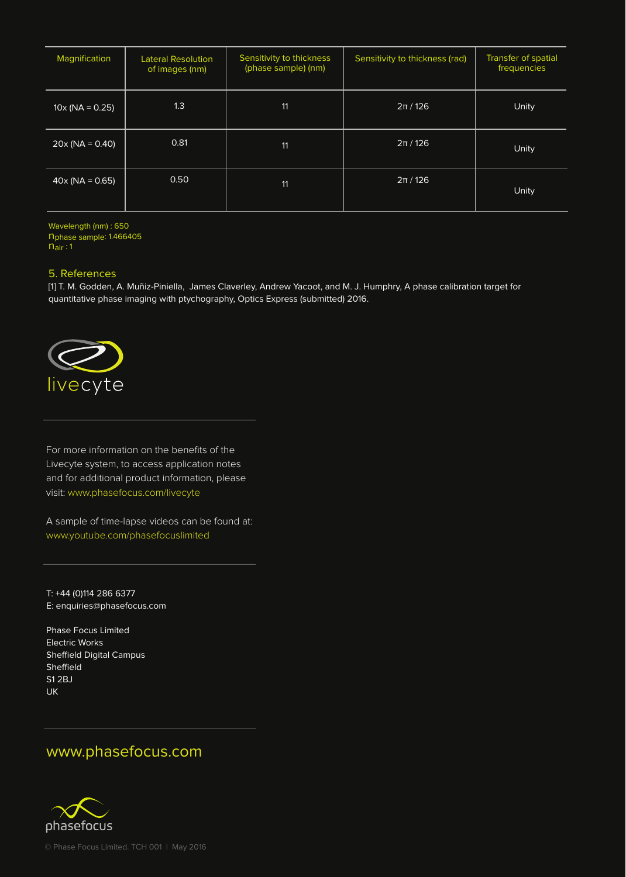| Magnification | Lateral Resolution of images (nm) | Sensitivity to thickness (phase sample) (nm) | Sensitivity to thickness (rad) | Transfer of spatial frequencies |
|---|---|---|---|---|
| 10x (NA = 0.25) | 1.3 | 11 | $2\pi / 126$ | Unity |
| 20x (NA = 0.40) | 0.81 | 11 | $2\pi / 126$ | Unity |
| 40x (NA = 0.65) | 0.50 | 11 | $2\pi / 126$ | Unity |

Wavelength (nm) : 650
$n_{phase\ sample}$: 1.466405
$n_{air}$ : 1

## 5. References

[1] T. M. Godden, A. Muñiz-Piniella, James Claverley, Andrew Yacoot, and M. J. Humphry, A phase calibration target for quantitative phase imaging with ptychography, Optics Express (submitted) 2016.

livecyte

For more information on the benefits of the Livecyte system, to access application notes and for additional product information, please visit: www.phasefocus.com/livecyte

A sample of time-lapse videos can be found at: www.youtube.com/phasefocuslimited

T: +44 (0)114 286 6377
E: enquiries@phasefocus.com

Phase Focus Limited
Electric Works
Sheffield Digital Campus
Sheffield
S1 2BJ
UK

www.phasefocus.com

phasefocus

© Phase Focus Limited. TCH 001 | May 2016